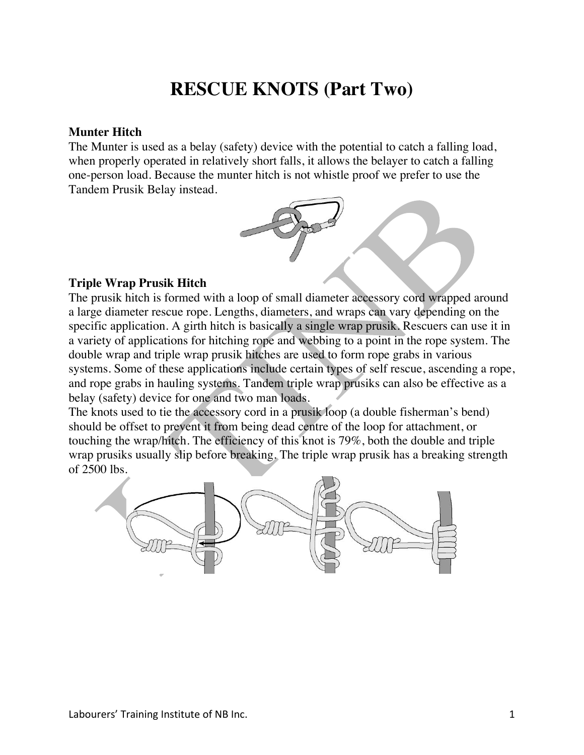# RESCUE KNOTS (Part Two)

**Munter Hitch**

The Munter is used as a belay (safety) device with the potential to catch a falling load, when properly operated in relatively short falls, it allows the belayer to catch a falling one-person load. Because the munter hitch is not whistle proof we prefer to use the Tandem Prusik Belay instead.

**Triple Wrap Prusik Hitch**

The prusik hitch is formed with a loop of small diameter accessory cord wrapped around a large diameter rescue rope. Lengths, diameters, and wraps can vary depending on the specific application. A girth hitch is basically a single wrap prusik. Rescuers can use it in a variety of applications for hitching rope and webbing to a point in the rope system. The double wrap and triple wrap prusik hitches are used to form rope grabs in various systems. Some of these applications include certain types of self rescue, ascending a rope, and rope grabs in hauling systems. Tandem triple wrap prusiks can also be effective as a belay (safety) device for one and two man loads.

The knots used to tie the accessory cord in a prusik loop (a double fisherman's bend) should be offset to prevent it from being dead centre of the loop for attachment, or touching the wrap/hitch. The efficiency of this knot is 79%, both the double and triple wrap prusiks usually slip before breaking. The triple wrap prusik has a breaking strength of 2500 lbs.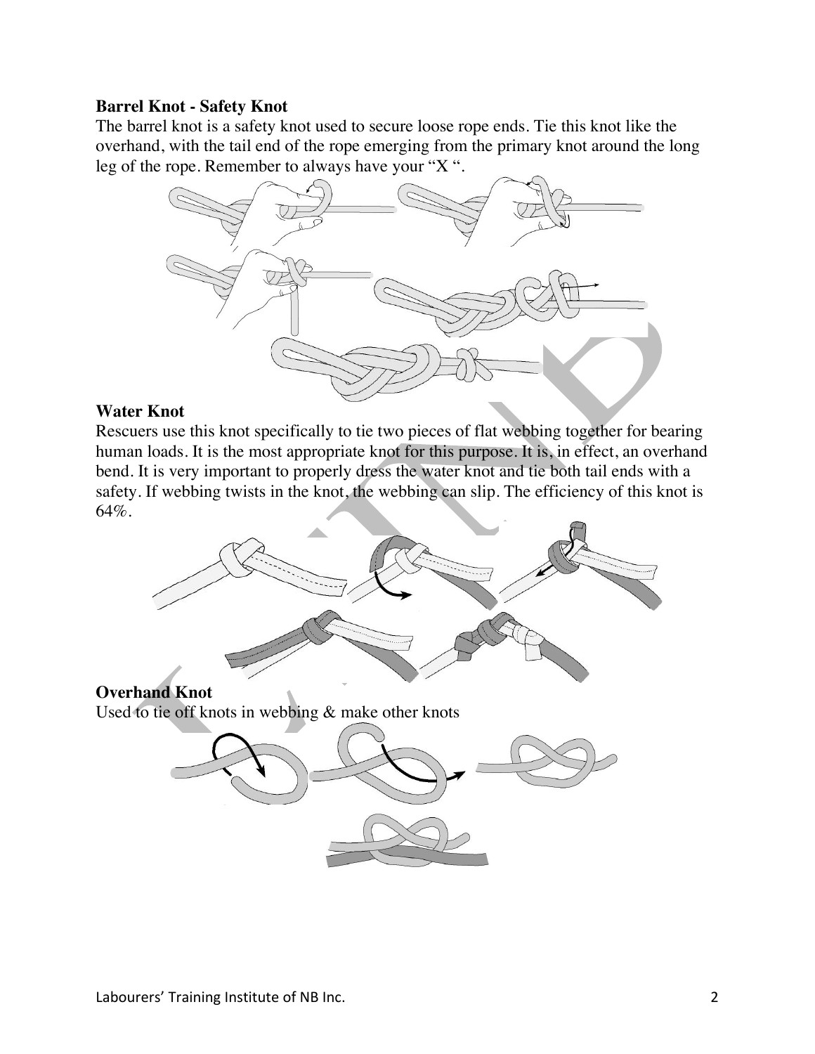### Barrel Knot - Safety Knot

The barrel knot is a safety knot used to secure loose rope ends. Tie this knot like the overhand, with the tail end of the rope emerging from the primary knot around the long leg of the rope. Remember to always have your "X ".

### Water Knot

Rescuers use this knot specifically to tie two pieces of flat webbing together for bearing human loads. It is the most appropriate knot for this purpose. It is, in effect, an overhand bend. It is very important to properly dress the water knot and tie both tail ends with a safety. If webbing twists in the knot, the webbing can slip. The efficiency of this knot is 64%.

### Overhand Knot

Used to tie off knots in webbing & make other knots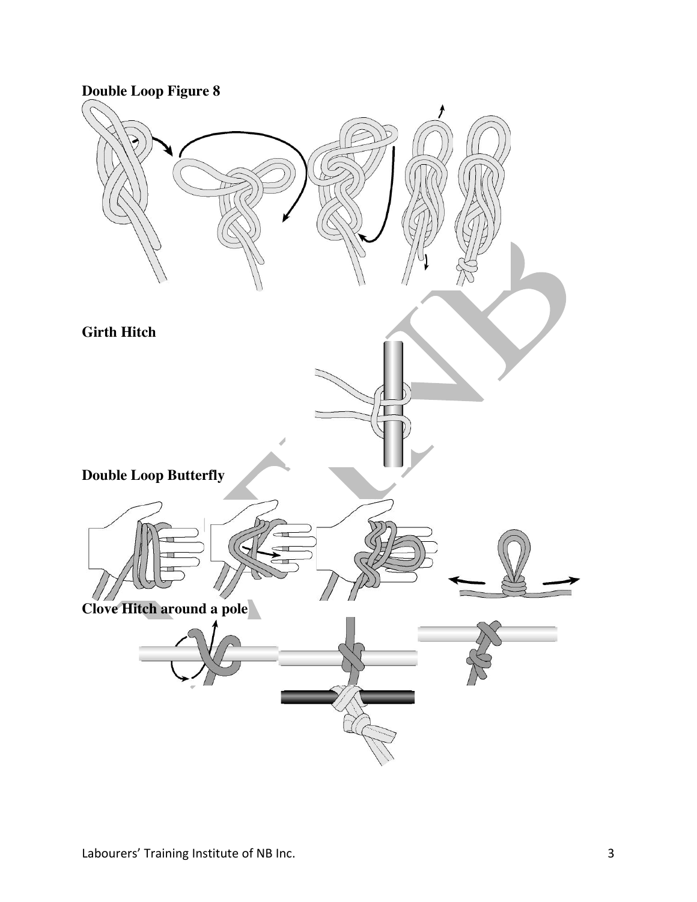**Double Loop Figure 8**

**Girth Hitch**

**Double Loop Butterfly**

**Clove Hitch around a pole**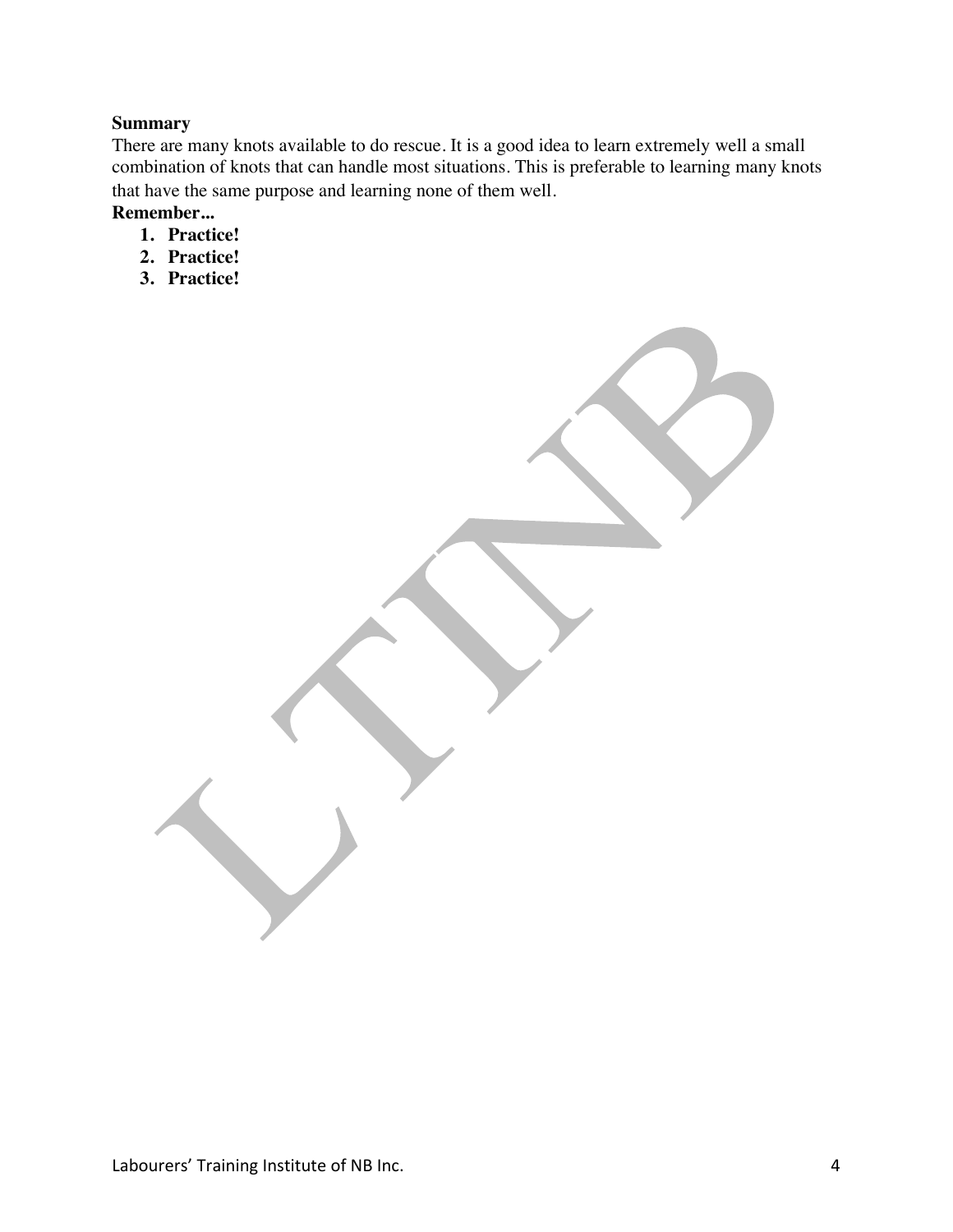**Summary**

There are many knots available to do rescue. It is a good idea to learn extremely well a small combination of knots that can handle most situations. This is preferable to learning many knots that have the same purpose and learning none of them well.

**Remember...**

1. **Practice!**
2. **Practice!**
3. **Practice!**